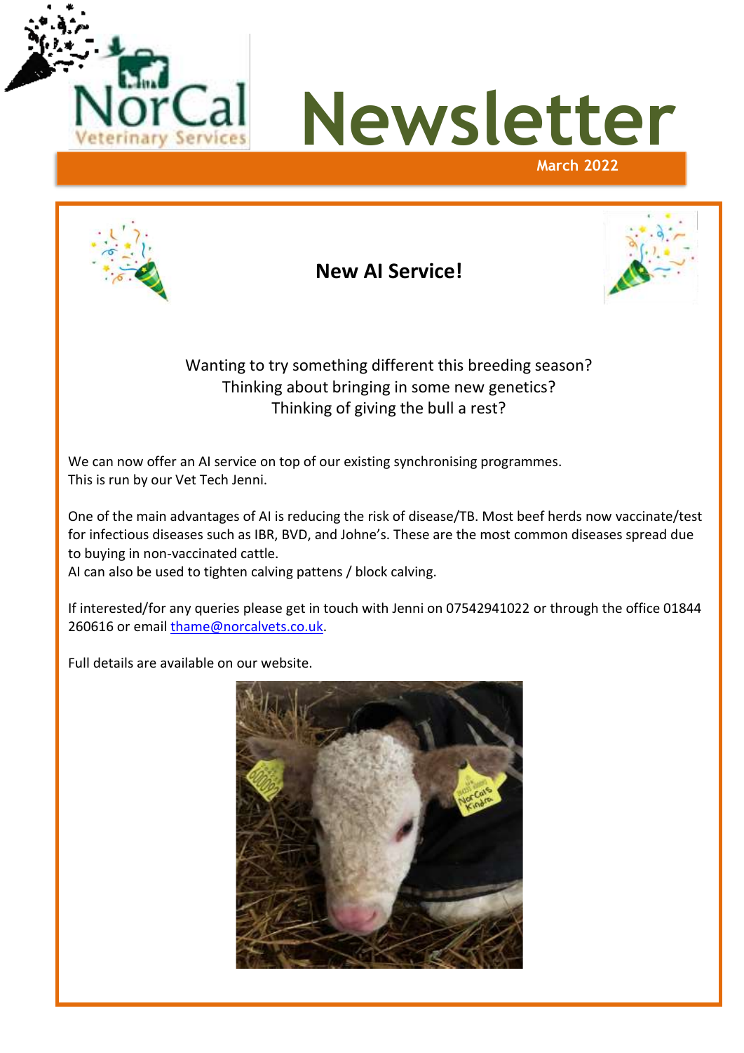# NorCal Veterinary Services Newsletter

March 2022

## New AI Service!

Wanting to try something different this breeding season?
Thinking about bringing in some new genetics?
Thinking of giving the bull a rest?

We can now offer an AI service on top of our existing synchronising programmes.
This is run by our Vet Tech Jenni.

One of the main advantages of AI is reducing the risk of disease/TB. Most beef herds now vaccinate/test for infectious diseases such as IBR, BVD, and Johne's. These are the most common diseases spread due to buying in non-vaccinated cattle.
AI can also be used to tighten calving pattens / block calving.

If interested/for any queries please get in touch with Jenni on 07542941022 or through the office 01844 260616 or email thame@norcalvets.co.uk.

Full details are available on our website.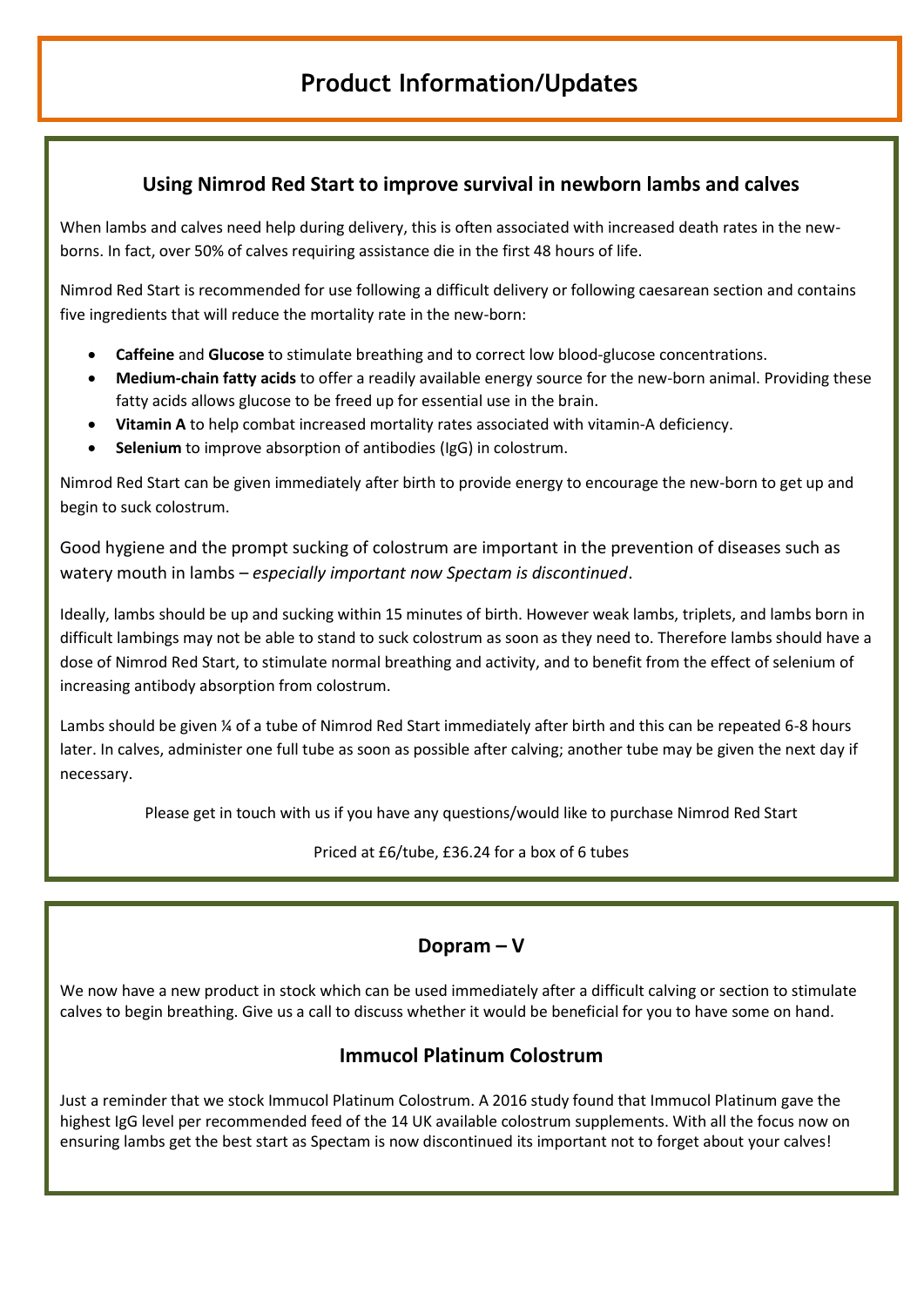# Product Information/Updates

## Using Nimrod Red Start to improve survival in newborn lambs and calves

When lambs and calves need help during delivery, this is often associated with increased death rates in the new-borns. In fact, over 50% of calves requiring assistance die in the first 48 hours of life.

Nimrod Red Start is recommended for use following a difficult delivery or following caesarean section and contains five ingredients that will reduce the mortality rate in the new-born:

- **Caffeine** and **Glucose** to stimulate breathing and to correct low blood-glucose concentrations.
- **Medium-chain fatty acids** to offer a readily available energy source for the new-born animal. Providing these fatty acids allows glucose to be freed up for essential use in the brain.
- **Vitamin A** to help combat increased mortality rates associated with vitamin-A deficiency.
- **Selenium** to improve absorption of antibodies (IgG) in colostrum.

Nimrod Red Start can be given immediately after birth to provide energy to encourage the new-born to get up and begin to suck colostrum.

Good hygiene and the prompt sucking of colostrum are important in the prevention of diseases such as watery mouth in lambs – *especially important now Spectam is discontinued*.

Ideally, lambs should be up and sucking within 15 minutes of birth. However weak lambs, triplets, and lambs born in difficult lambings may not be able to stand to suck colostrum as soon as they need to. Therefore lambs should have a dose of Nimrod Red Start, to stimulate normal breathing and activity, and to benefit from the effect of selenium of increasing antibody absorption from colostrum.

Lambs should be given ¼ of a tube of Nimrod Red Start immediately after birth and this can be repeated 6-8 hours later. In calves, administer one full tube as soon as possible after calving; another tube may be given the next day if necessary.

Please get in touch with us if you have any questions/would like to purchase Nimrod Red Start

Priced at £6/tube, £36.24 for a box of 6 tubes

## Dopram – V

We now have a new product in stock which can be used immediately after a difficult calving or section to stimulate calves to begin breathing. Give us a call to discuss whether it would be beneficial for you to have some on hand.

## Immucol Platinum Colostrum

Just a reminder that we stock Immucol Platinum Colostrum. A 2016 study found that Immucol Platinum gave the highest IgG level per recommended feed of the 14 UK available colostrum supplements. With all the focus now on ensuring lambs get the best start as Spectam is now discontinued its important not to forget about your calves!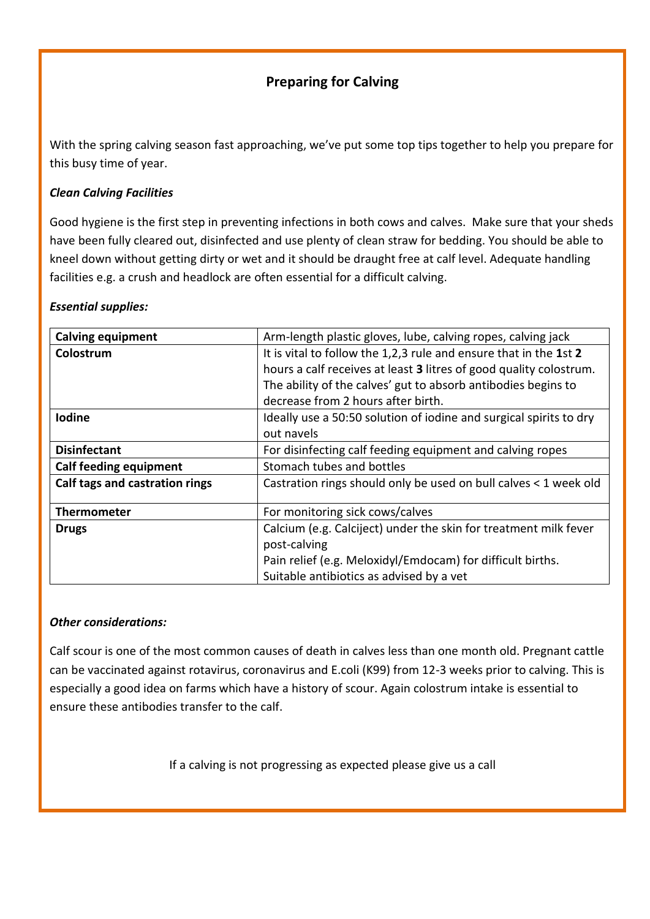## Preparing for Calving

With the spring calving season fast approaching, we've put some top tips together to help you prepare for this busy time of year.

***Clean Calving Facilities***

Good hygiene is the first step in preventing infections in both cows and calves. Make sure that your sheds have been fully cleared out, disinfected and use plenty of clean straw for bedding. You should be able to kneel down without getting dirty or wet and it should be draught free at calf level. Adequate handling facilities e.g. a crush and headlock are often essential for a difficult calving.

***Essential supplies:***

| **Calving equipment** | Arm-length plastic gloves, lube, calving ropes, calving jack |
|---|---|
| **Colostrum** | It is vital to follow the 1,2,3 rule and ensure that in the **1**st **2** hours a calf receives at least **3** litres of good quality colostrum. The ability of the calves' gut to absorb antibodies begins to decrease from 2 hours after birth. |
| **Iodine** | Ideally use a 50:50 solution of iodine and surgical spirits to dry out navels |
| **Disinfectant** | For disinfecting calf feeding equipment and calving ropes |
| **Calf feeding equipment** | Stomach tubes and bottles |
| **Calf tags and castration rings** | Castration rings should only be used on bull calves < 1 week old |
| **Thermometer** | For monitoring sick cows/calves |
| **Drugs** | Calcium (e.g. Calciject) under the skin for treatment milk fever post-calving<br>Pain relief (e.g. Meloxidyl/Emdocam) for difficult births.<br>Suitable antibiotics as advised by a vet |

***Other considerations:***

Calf scour is one of the most common causes of death in calves less than one month old. Pregnant cattle can be vaccinated against rotavirus, coronavirus and E.coli (K99) from 12-3 weeks prior to calving. This is especially a good idea on farms which have a history of scour. Again colostrum intake is essential to ensure these antibodies transfer to the calf.

If a calving is not progressing as expected please give us a call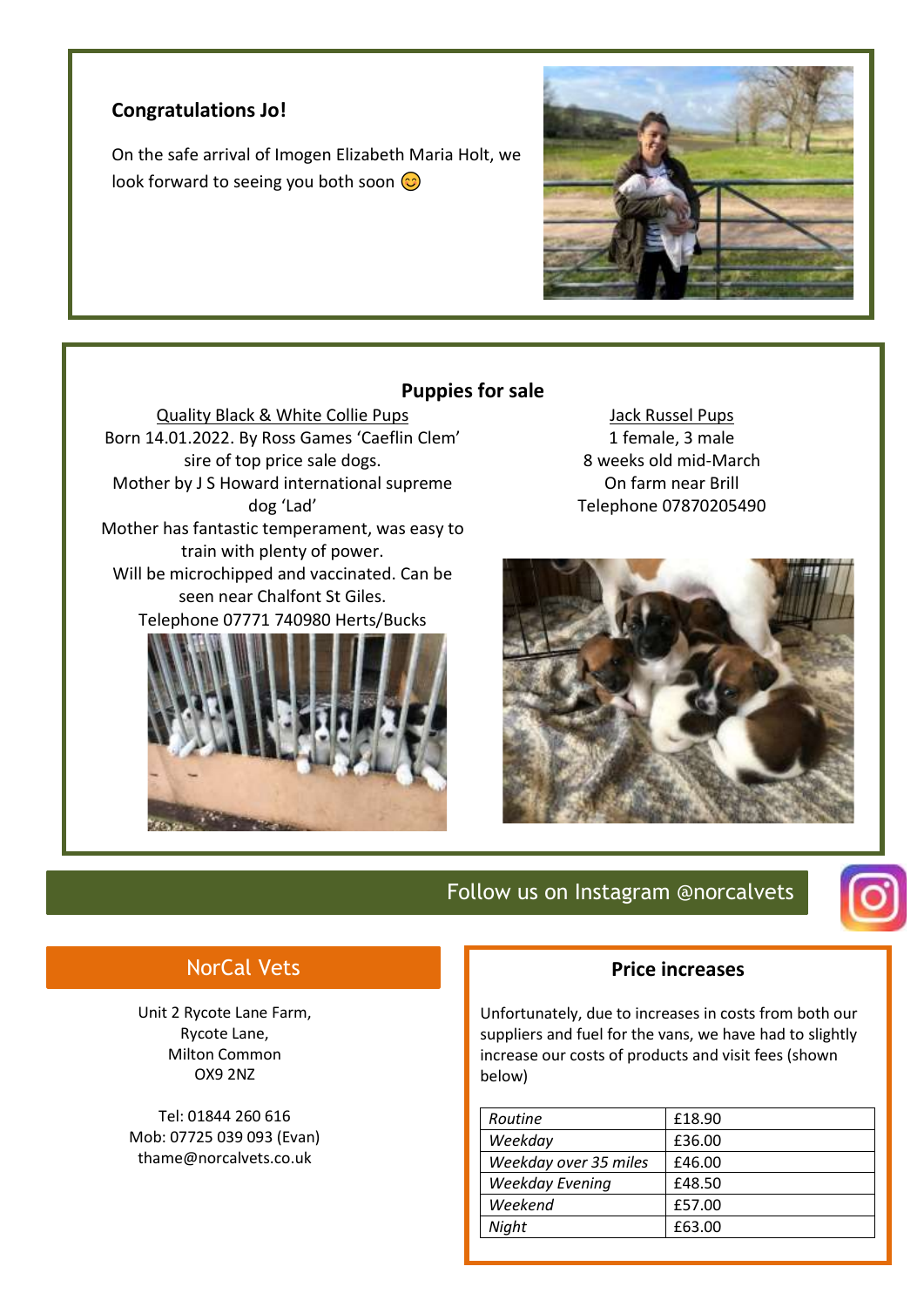### Congratulations Jo!

On the safe arrival of Imogen Elizabeth Maria Holt, we look forward to seeing you both soon 😊

### Puppies for sale

Quality Black & White Collie Pups
Born 14.01.2022. By Ross Games 'Caeflin Clem' sire of top price sale dogs.
Mother by J S Howard international supreme dog 'Lad'
Mother has fantastic temperament, was easy to train with plenty of power.
Will be microchipped and vaccinated. Can be seen near Chalfont St Giles.
Telephone 07771 740980 Herts/Bucks

Jack Russel Pups
1 female, 3 male
8 weeks old mid-March
On farm near Brill
Telephone 07870205490

Follow us on Instagram @norcalvets

## NorCal Vets

Unit 2 Rycote Lane Farm,
Rycote Lane,
Milton Common
OX9 2NZ

Tel: 01844 260 616
Mob: 07725 039 093 (Evan)
thame@norcalvets.co.uk

### Price increases

Unfortunately, due to increases in costs from both our suppliers and fuel for the vans, we have had to slightly increase our costs of products and visit fees (shown below)

| | |
|---|---|
| *Routine* | £18.90 |
| *Weekday* | £36.00 |
| *Weekday over 35 miles* | £46.00 |
| *Weekday Evening* | £48.50 |
| *Weekend* | £57.00 |
| *Night* | £63.00 |